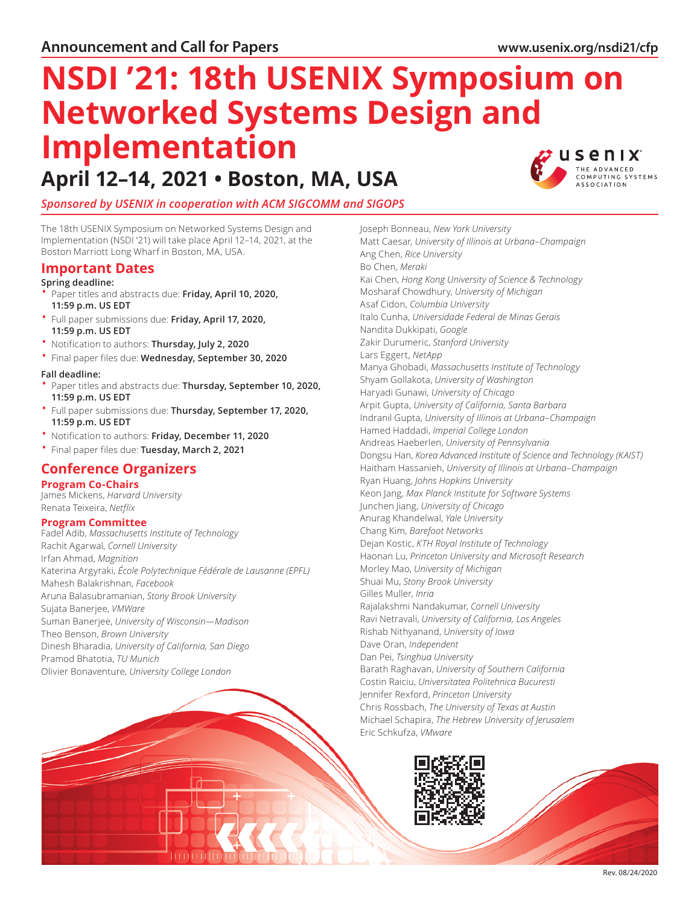Announcement and Call for Papers

www.usenix.org/nsdi21/cfp

# NSDI '21: 18th USENIX Symposium on Networked Systems Design and Implementation

## April 12–14, 2021 • Boston, MA, USA

*Sponsored by USENIX in cooperation with ACM SIGCOMM and SIGOPS*

The 18th USENIX Symposium on Networked Systems Design and Implementation (NSDI '21) will take place April 12–14, 2021, at the Boston Marriott Long Wharf in Boston, MA, USA.

## Important Dates

**Spring deadline:**

- Paper titles and abstracts due: **Friday, April 10, 2020, 11:59 p.m. US EDT**
- Full paper submissions due: **Friday, April 17, 2020, 11:59 p.m. US EDT**
- Notification to authors: **Thursday, July 2, 2020**
- Final paper files due: **Wednesday, September 30, 2020**

**Fall deadline:**

- Paper titles and abstracts due: **Thursday, September 10, 2020, 11:59 p.m. US EDT**
- Full paper submissions due: **Thursday, September 17, 2020, 11:59 p.m. US EDT**
- Notification to authors: **Friday, December 11, 2020**
- Final paper files due: **Tuesday, March 2, 2021**

## Conference Organizers

### Program Co-Chairs

James Mickens, *Harvard University*
Renata Teixeira, *Netflix*

### Program Committee

Fadel Adib, *Massachusetts Institute of Technology*
Rachit Agarwal, *Cornell University*
Irfan Ahmad, *Magnition*
Katerina Argyraki, *École Polytechnique Fédérale de Lausanne (EPFL)*
Mahesh Balakrishnan, *Facebook*
Aruna Balasubramanian, *Stony Brook University*
Sujata Banerjee, *VMWare*
Suman Banerjee, *University of Wisconsin—Madison*
Theo Benson, *Brown University*
Dinesh Bharadia, *University of California, San Diego*
Pramod Bhatotia, *TU Munich*
Olivier Bonaventure, *University College London*
Joseph Bonneau, *New York University*
Matt Caesar, *University of Illinois at Urbana–Champaign*
Ang Chen, *Rice University*
Bo Chen, *Meraki*
Kai Chen, *Hong Kong University of Science & Technology*
Mosharaf Chowdhury, *University of Michigan*
Asaf Cidon, *Columbia University*
Italo Cunha, *Universidade Federal de Minas Gerais*
Nandita Dukkipati, *Google*
Zakir Durumeric, *Stanford University*
Lars Eggert, *NetApp*
Manya Ghobadi, *Massachusetts Institute of Technology*
Shyam Gollakota, *University of Washington*
Haryadi Gunawi, *University of Chicago*
Arpit Gupta, *University of California, Santa Barbara*
Indranil Gupta, *University of Illinois at Urbana–Champaign*
Hamed Haddadi, *Imperial College London*
Andreas Haeberlen, *University of Pennsylvania*
Dongsu Han, *Korea Advanced Institute of Science and Technology (KAIST)*
Haitham Hassanieh, *University of Illinois at Urbana–Champaign*
Ryan Huang, *Johns Hopkins University*
Keon Jang, *Max Planck Institute for Software Systems*
Junchen Jiang, *University of Chicago*
Anurag Khandelwal, *Yale University*
Chang Kim, *Barefoot Networks*
Dejan Kostic, *KTH Royal Institute of Technology*
Haonan Lu, *Princeton University and Microsoft Research*
Morley Mao, *University of Michigan*
Shuai Mu, *Stony Brook University*
Gilles Muller, *Inria*
Rajalakshmi Nandakumar, *Cornell University*
Ravi Netravali, *University of California, Los Angeles*
Rishab Nithyanand, *University of Iowa*
Dave Oran, *Independent*
Dan Pei, *Tsinghua University*
Barath Raghavan, *University of Southern California*
Costin Raiciu, *Universitatea Politehnica Bucuresti*
Jennifer Rexford, *Princeton University*
Chris Rossbach, *The University of Texas at Austin*
Michael Schapira, *The Hebrew University of Jerusalem*
Eric Schkufza, *VMware*

Rev. 08/24/2020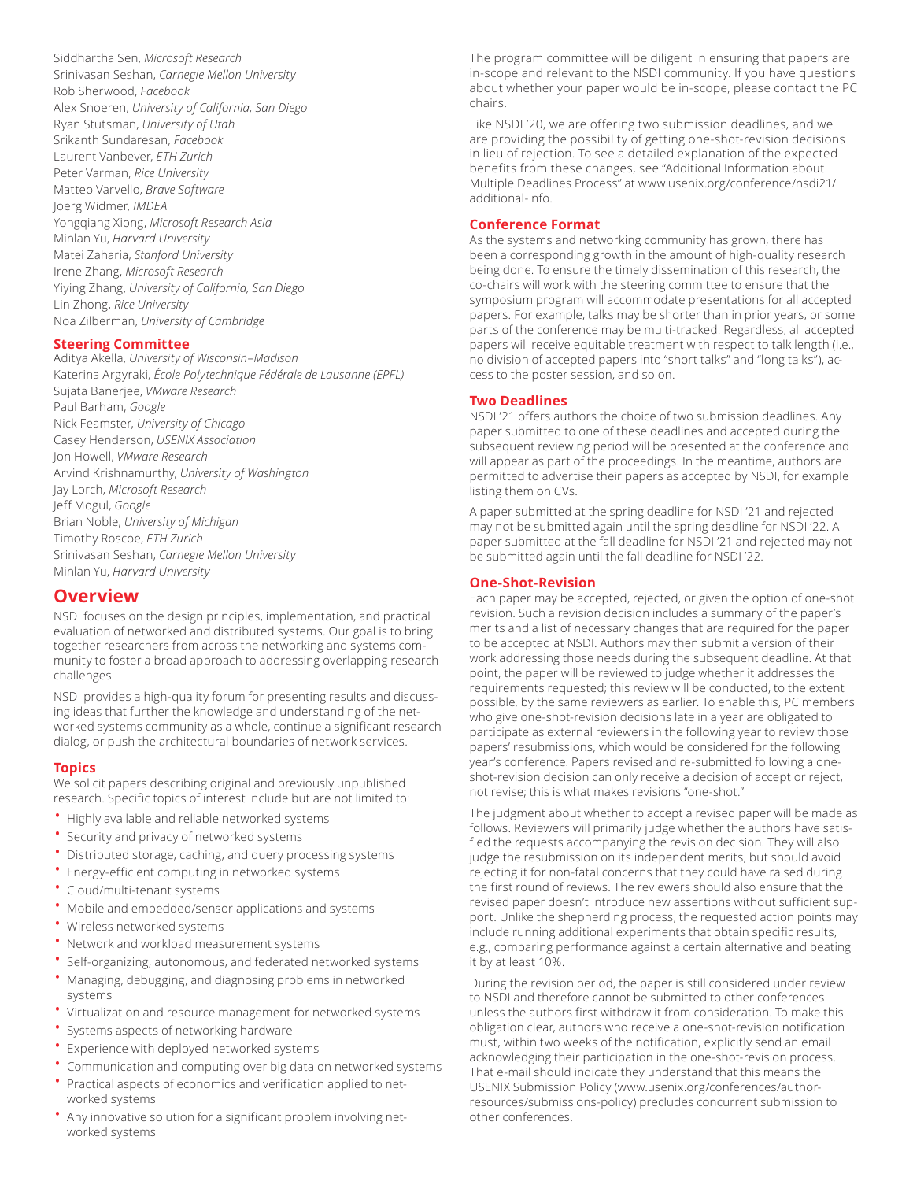Siddhartha Sen, *Microsoft Research*
Srinivasan Seshan, *Carnegie Mellon University*
Rob Sherwood, *Facebook*
Alex Snoeren, *University of California, San Diego*
Ryan Stutsman, *University of Utah*
Srikanth Sundaresan, *Facebook*
Laurent Vanbever, *ETH Zurich*
Peter Varman, *Rice University*
Matteo Varvello, *Brave Software*
Joerg Widmer, *IMDEA*
Yongqiang Xiong, *Microsoft Research Asia*
Minlan Yu, *Harvard University*
Matei Zaharia, *Stanford University*
Irene Zhang, *Microsoft Research*
Yiying Zhang, *University of California, San Diego*
Lin Zhong, *Rice University*
Noa Zilberman, *University of Cambridge*

## Steering Committee

Aditya Akella, *University of Wisconsin–Madison*
Katerina Argyraki, *École Polytechnique Fédérale de Lausanne (EPFL)*
Sujata Banerjee, *VMware Research*
Paul Barham, *Google*
Nick Feamster, *University of Chicago*
Casey Henderson, *USENIX Association*
Jon Howell, *VMware Research*
Arvind Krishnamurthy, *University of Washington*
Jay Lorch, *Microsoft Research*
Jeff Mogul, *Google*
Brian Noble, *University of Michigan*
Timothy Roscoe, *ETH Zurich*
Srinivasan Seshan, *Carnegie Mellon University*
Minlan Yu, *Harvard University*

# Overview

NSDI focuses on the design principles, implementation, and practical evaluation of networked and distributed systems. Our goal is to bring together researchers from across the networking and systems community to foster a broad approach to addressing overlapping research challenges.

NSDI provides a high-quality forum for presenting results and discussing ideas that further the knowledge and understanding of the networked systems community as a whole, continue a significant research dialog, or push the architectural boundaries of network services.

## Topics

We solicit papers describing original and previously unpublished research. Specific topics of interest include but are not limited to:

- Highly available and reliable networked systems
- Security and privacy of networked systems
- Distributed storage, caching, and query processing systems
- Energy-efficient computing in networked systems
- Cloud/multi-tenant systems
- Mobile and embedded/sensor applications and systems
- Wireless networked systems
- Network and workload measurement systems
- Self-organizing, autonomous, and federated networked systems
- Managing, debugging, and diagnosing problems in networked systems
- Virtualization and resource management for networked systems
- Systems aspects of networking hardware
- Experience with deployed networked systems
- Communication and computing over big data on networked systems
- Practical aspects of economics and verification applied to networked systems
- Any innovative solution for a significant problem involving networked systems

The program committee will be diligent in ensuring that papers are in-scope and relevant to the NSDI community. If you have questions about whether your paper would be in-scope, please contact the PC chairs.

Like NSDI '20, we are offering two submission deadlines, and we are providing the possibility of getting one-shot-revision decisions in lieu of rejection. To see a detailed explanation of the expected benefits from these changes, see "Additional Information about Multiple Deadlines Process" at www.usenix.org/conference/nsdi21/additional-info.

## Conference Format

As the systems and networking community has grown, there has been a corresponding growth in the amount of high-quality research being done. To ensure the timely dissemination of this research, the co-chairs will work with the steering committee to ensure that the symposium program will accommodate presentations for all accepted papers. For example, talks may be shorter than in prior years, or some parts of the conference may be multi-tracked. Regardless, all accepted papers will receive equitable treatment with respect to talk length (i.e., no division of accepted papers into "short talks" and "long talks"), access to the poster session, and so on.

## Two Deadlines

NSDI '21 offers authors the choice of two submission deadlines. Any paper submitted to one of these deadlines and accepted during the subsequent reviewing period will be presented at the conference and will appear as part of the proceedings. In the meantime, authors are permitted to advertise their papers as accepted by NSDI, for example listing them on CVs.

A paper submitted at the spring deadline for NSDI '21 and rejected may not be submitted again until the spring deadline for NSDI '22. A paper submitted at the fall deadline for NSDI '21 and rejected may not be submitted again until the fall deadline for NSDI '22.

## One-Shot-Revision

Each paper may be accepted, rejected, or given the option of one-shot revision. Such a revision decision includes a summary of the paper's merits and a list of necessary changes that are required for the paper to be accepted at NSDI. Authors may then submit a version of their work addressing those needs during the subsequent deadline. At that point, the paper will be reviewed to judge whether it addresses the requirements requested; this review will be conducted, to the extent possible, by the same reviewers as earlier. To enable this, PC members who give one-shot-revision decisions late in a year are obligated to participate as external reviewers in the following year to review those papers' resubmissions, which would be considered for the following year's conference. Papers revised and re-submitted following a one-shot-revision decision can only receive a decision of accept or reject, not revise; this is what makes revisions "one-shot."

The judgment about whether to accept a revised paper will be made as follows. Reviewers will primarily judge whether the authors have satisfied the requests accompanying the revision decision. They will also judge the resubmission on its independent merits, but should avoid rejecting it for non-fatal concerns that they could have raised during the first round of reviews. The reviewers should also ensure that the revised paper doesn't introduce new assertions without sufficient support. Unlike the shepherding process, the requested action points may include running additional experiments that obtain specific results, e.g., comparing performance against a certain alternative and beating it by at least 10%.

During the revision period, the paper is still considered under review to NSDI and therefore cannot be submitted to other conferences unless the authors first withdraw it from consideration. To make this obligation clear, authors who receive a one-shot-revision notification must, within two weeks of the notification, explicitly send an email acknowledging their participation in the one-shot-revision process. That e-mail should indicate they understand that this means the USENIX Submission Policy (www.usenix.org/conferences/author-resources/submissions-policy) precludes concurrent submission to other conferences.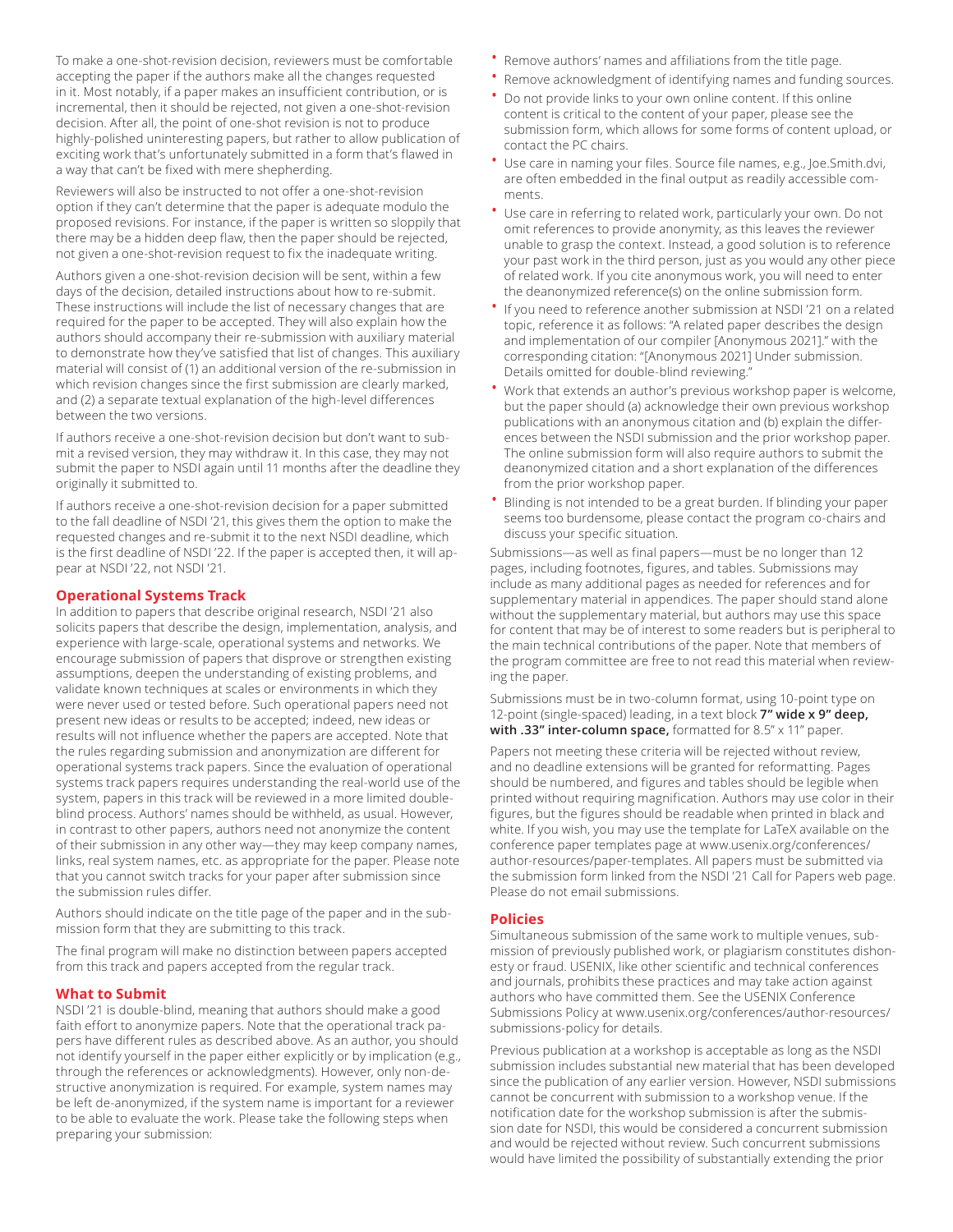To make a one-shot-revision decision, reviewers must be comfortable accepting the paper if the authors make all the changes requested in it. Most notably, if a paper makes an insufficient contribution, or is incremental, then it should be rejected, not given a one-shot-revision decision. After all, the point of one-shot revision is not to produce highly-polished uninteresting papers, but rather to allow publication of exciting work that's unfortunately submitted in a form that's flawed in a way that can't be fixed with mere shepherding.

Reviewers will also be instructed to not offer a one-shot-revision option if they can't determine that the paper is adequate modulo the proposed revisions. For instance, if the paper is written so sloppily that there may be a hidden deep flaw, then the paper should be rejected, not given a one-shot-revision request to fix the inadequate writing.

Authors given a one-shot-revision decision will be sent, within a few days of the decision, detailed instructions about how to re-submit. These instructions will include the list of necessary changes that are required for the paper to be accepted. They will also explain how the authors should accompany their re-submission with auxiliary material to demonstrate how they've satisfied that list of changes. This auxiliary material will consist of (1) an additional version of the re-submission in which revision changes since the first submission are clearly marked, and (2) a separate textual explanation of the high-level differences between the two versions.

If authors receive a one-shot-revision decision but don't want to submit a revised version, they may withdraw it. In this case, they may not submit the paper to NSDI again until 11 months after the deadline they originally it submitted to.

If authors receive a one-shot-revision decision for a paper submitted to the fall deadline of NSDI '21, this gives them the option to make the requested changes and re-submit it to the next NSDI deadline, which is the first deadline of NSDI '22. If the paper is accepted then, it will appear at NSDI '22, not NSDI '21.

## Operational Systems Track

In addition to papers that describe original research, NSDI '21 also solicits papers that describe the design, implementation, analysis, and experience with large-scale, operational systems and networks. We encourage submission of papers that disprove or strengthen existing assumptions, deepen the understanding of existing problems, and validate known techniques at scales or environments in which they were never used or tested before. Such operational papers need not present new ideas or results to be accepted; indeed, new ideas or results will not influence whether the papers are accepted. Note that the rules regarding submission and anonymization are different for operational systems track papers. Since the evaluation of operational systems track papers requires understanding the real-world use of the system, papers in this track will be reviewed in a more limited double-blind process. Authors' names should be withheld, as usual. However, in contrast to other papers, authors need not anonymize the content of their submission in any other way—they may keep company names, links, real system names, etc. as appropriate for the paper. Please note that you cannot switch tracks for your paper after submission since the submission rules differ.

Authors should indicate on the title page of the paper and in the submission form that they are submitting to this track.

The final program will make no distinction between papers accepted from this track and papers accepted from the regular track.

## What to Submit

NSDI '21 is double-blind, meaning that authors should make a good faith effort to anonymize papers. Note that the operational track papers have different rules as described above. As an author, you should not identify yourself in the paper either explicitly or by implication (e.g., through the references or acknowledgments). However, only non-destructive anonymization is required. For example, system names may be left de-anonymized, if the system name is important for a reviewer to be able to evaluate the work. Please take the following steps when preparing your submission:

- Remove authors' names and affiliations from the title page.
- Remove acknowledgment of identifying names and funding sources.
- Do not provide links to your own online content. If this online content is critical to the content of your paper, please see the submission form, which allows for some forms of content upload, or contact the PC chairs.
- Use care in naming your files. Source file names, e.g., Joe.Smith.dvi, are often embedded in the final output as readily accessible comments.
- Use care in referring to related work, particularly your own. Do not omit references to provide anonymity, as this leaves the reviewer unable to grasp the context. Instead, a good solution is to reference your past work in the third person, just as you would any other piece of related work. If you cite anonymous work, you will need to enter the deanonymized reference(s) on the online submission form.
- If you need to reference another submission at NSDI '21 on a related topic, reference it as follows: "A related paper describes the design and implementation of our compiler [Anonymous 2021]." with the corresponding citation: "[Anonymous 2021] Under submission. Details omitted for double-blind reviewing."
- Work that extends an author's previous workshop paper is welcome, but the paper should (a) acknowledge their own previous workshop publications with an anonymous citation and (b) explain the differences between the NSDI submission and the prior workshop paper. The online submission form will also require authors to submit the deanonymized citation and a short explanation of the differences from the prior workshop paper.
- Blinding is not intended to be a great burden. If blinding your paper seems too burdensome, please contact the program co-chairs and discuss your specific situation.

Submissions—as well as final papers—must be no longer than 12 pages, including footnotes, figures, and tables. Submissions may include as many additional pages as needed for references and for supplementary material in appendices. The paper should stand alone without the supplementary material, but authors may use this space for content that may be of interest to some readers but is peripheral to the main technical contributions of the paper. Note that members of the program committee are free to not read this material when reviewing the paper.

Submissions must be in two-column format, using 10-point type on 12-point (single-spaced) leading, in a text block **7" wide x 9" deep, with .33" inter-column space,** formatted for 8.5" x 11" paper.

Papers not meeting these criteria will be rejected without review, and no deadline extensions will be granted for reformatting. Pages should be numbered, and figures and tables should be legible when printed without requiring magnification. Authors may use color in their figures, but the figures should be readable when printed in black and white. If you wish, you may use the template for LaTeX available on the conference paper templates page at www.usenix.org/conferences/author-resources/paper-templates. All papers must be submitted via the submission form linked from the NSDI '21 Call for Papers web page. Please do not email submissions.

## Policies

Simultaneous submission of the same work to multiple venues, submission of previously published work, or plagiarism constitutes dishonesty or fraud. USENIX, like other scientific and technical conferences and journals, prohibits these practices and may take action against authors who have committed them. See the USENIX Conference Submissions Policy at www.usenix.org/conferences/author-resources/submissions-policy for details.

Previous publication at a workshop is acceptable as long as the NSDI submission includes substantial new material that has been developed since the publication of any earlier version. However, NSDI submissions cannot be concurrent with submission to a workshop venue. If the notification date for the workshop submission is after the submission date for NSDI, this would be considered a concurrent submission and would be rejected without review. Such concurrent submissions would have limited the possibility of substantially extending the prior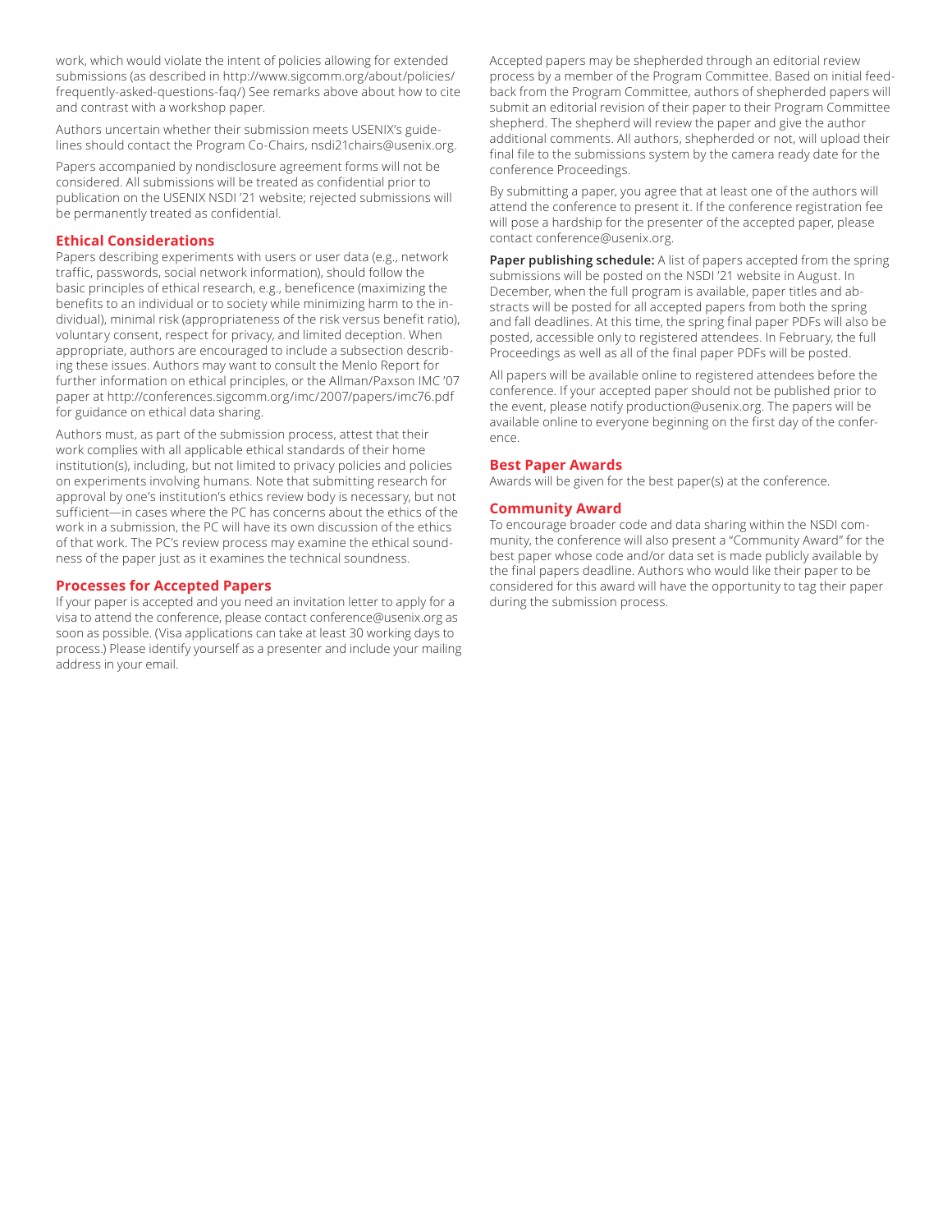work, which would violate the intent of policies allowing for extended submissions (as described in http://www.sigcomm.org/about/policies/frequently-asked-questions-faq/) See remarks above about how to cite and contrast with a workshop paper.

Authors uncertain whether their submission meets USENIX's guidelines should contact the Program Co-Chairs, nsdi21chairs@usenix.org.

Papers accompanied by nondisclosure agreement forms will not be considered. All submissions will be treated as confidential prior to publication on the USENIX NSDI '21 website; rejected submissions will be permanently treated as confidential.

## Ethical Considerations

Papers describing experiments with users or user data (e.g., network traffic, passwords, social network information), should follow the basic principles of ethical research, e.g., beneficence (maximizing the benefits to an individual or to society while minimizing harm to the individual), minimal risk (appropriateness of the risk versus benefit ratio), voluntary consent, respect for privacy, and limited deception. When appropriate, authors are encouraged to include a subsection describing these issues. Authors may want to consult the Menlo Report for further information on ethical principles, or the Allman/Paxson IMC '07 paper at http://conferences.sigcomm.org/imc/2007/papers/imc76.pdf for guidance on ethical data sharing.

Authors must, as part of the submission process, attest that their work complies with all applicable ethical standards of their home institution(s), including, but not limited to privacy policies and policies on experiments involving humans. Note that submitting research for approval by one's institution's ethics review body is necessary, but not sufficient—in cases where the PC has concerns about the ethics of the work in a submission, the PC will have its own discussion of the ethics of that work. The PC's review process may examine the ethical soundness of the paper just as it examines the technical soundness.

## Processes for Accepted Papers

If your paper is accepted and you need an invitation letter to apply for a visa to attend the conference, please contact conference@usenix.org as soon as possible. (Visa applications can take at least 30 working days to process.) Please identify yourself as a presenter and include your mailing address in your email.

Accepted papers may be shepherded through an editorial review process by a member of the Program Committee. Based on initial feedback from the Program Committee, authors of shepherded papers will submit an editorial revision of their paper to their Program Committee shepherd. The shepherd will review the paper and give the author additional comments. All authors, shepherded or not, will upload their final file to the submissions system by the camera ready date for the conference Proceedings.

By submitting a paper, you agree that at least one of the authors will attend the conference to present it. If the conference registration fee will pose a hardship for the presenter of the accepted paper, please contact conference@usenix.org.

**Paper publishing schedule:** A list of papers accepted from the spring submissions will be posted on the NSDI '21 website in August. In December, when the full program is available, paper titles and abstracts will be posted for all accepted papers from both the spring and fall deadlines. At this time, the spring final paper PDFs will also be posted, accessible only to registered attendees. In February, the full Proceedings as well as all of the final paper PDFs will be posted.

All papers will be available online to registered attendees before the conference. If your accepted paper should not be published prior to the event, please notify production@usenix.org. The papers will be available online to everyone beginning on the first day of the conference.

## Best Paper Awards

Awards will be given for the best paper(s) at the conference.

## Community Award

To encourage broader code and data sharing within the NSDI community, the conference will also present a "Community Award" for the best paper whose code and/or data set is made publicly available by the final papers deadline. Authors who would like their paper to be considered for this award will have the opportunity to tag their paper during the submission process.